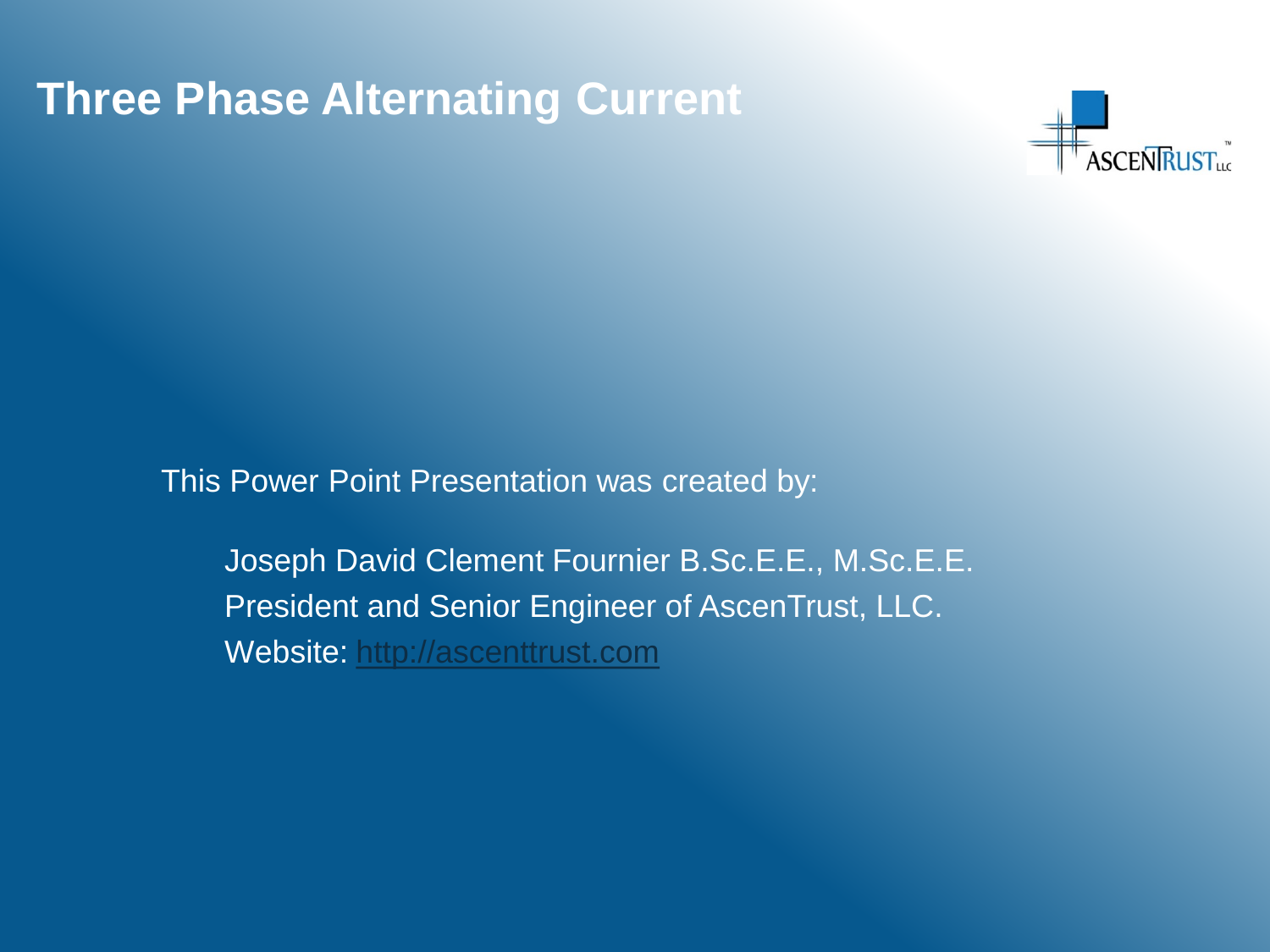# Three Phase Alternating Current

This Power Point Presentation was created by:

Joseph David Clement Fournier B.Sc.E.E., M.Sc.E.E.
President and Senior Engineer of AscenTrust, LLC.
Website: http://ascenttrust.com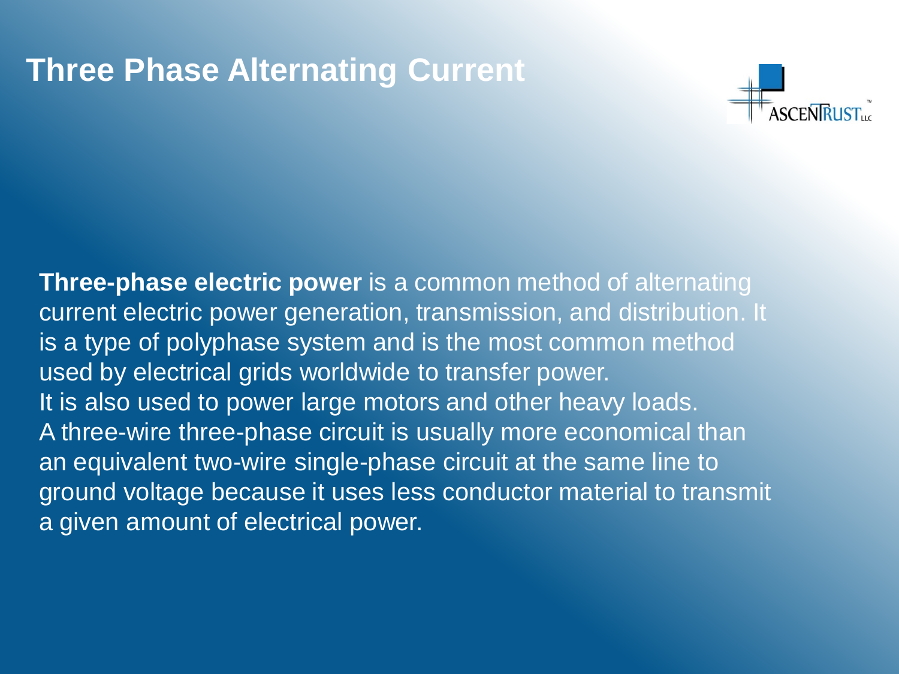# Three Phase Alternating Current

**Three-phase electric power** is a common method of alternating current electric power generation, transmission, and distribution. It is a type of polyphase system and is the most common method used by electrical grids worldwide to transfer power.
It is also used to power large motors and other heavy loads.
A three-wire three-phase circuit is usually more economical than an equivalent two-wire single-phase circuit at the same line to ground voltage because it uses less conductor material to transmit a given amount of electrical power.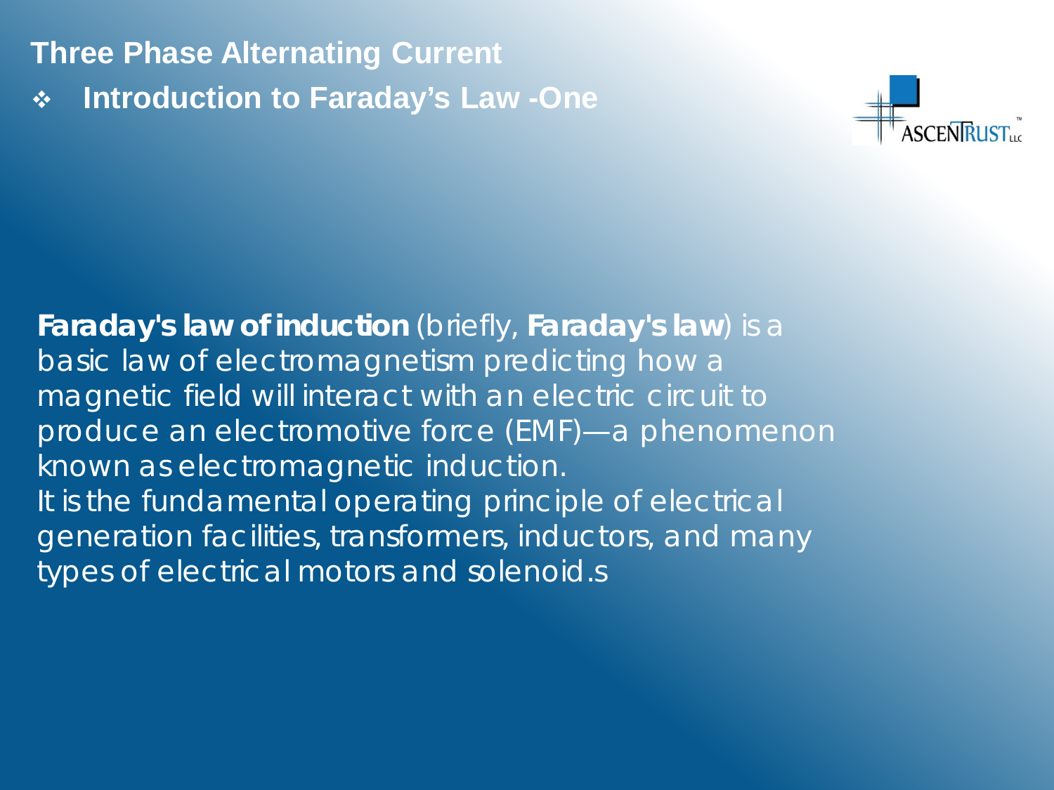## Three Phase Alternating Current

- **Introduction to Faraday's Law -One**

**Faraday's law of induction** (briefly, **Faraday's law**) is a basic law of electromagnetism predicting how a magnetic field will interact with an electric circuit to produce an electromotive force (EMF)—a phenomenon known as electromagnetic induction.
It is the fundamental operating principle of electrical generation facilities, transformers, inductors, and many types of electrical motors and solenoid.s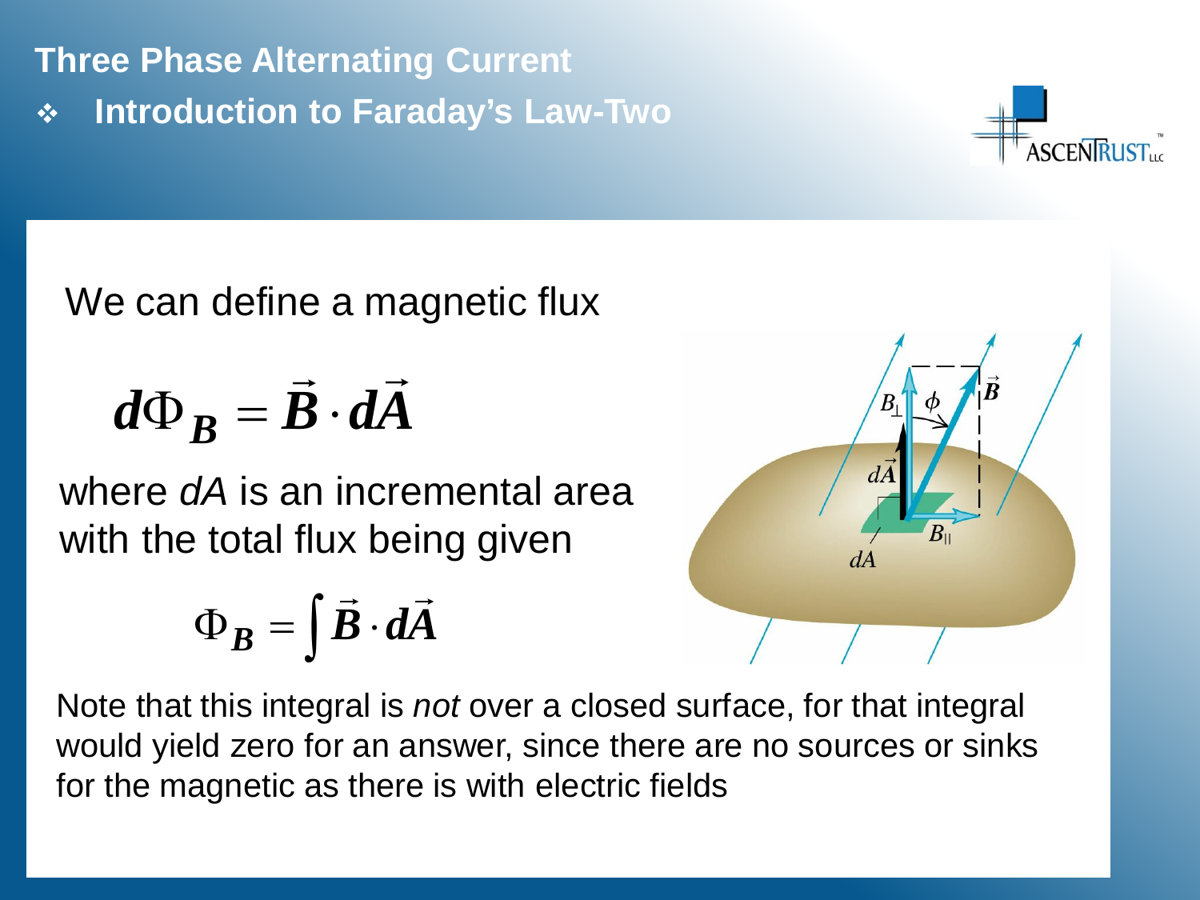## Three Phase Alternating Current

- **Introduction to Faraday's Law-Two**

We can define a magnetic flux

$$d\Phi_B = \vec{B} \cdot d\vec{A}$$

where *dA* is an incremental area with the total flux being given

$$\Phi_B = \int \vec{B} \cdot d\vec{A}$$

Note that this integral is *not* over a closed surface, for that integral would yield zero for an answer, since there are no sources or sinks for the magnetic as there is with electric fields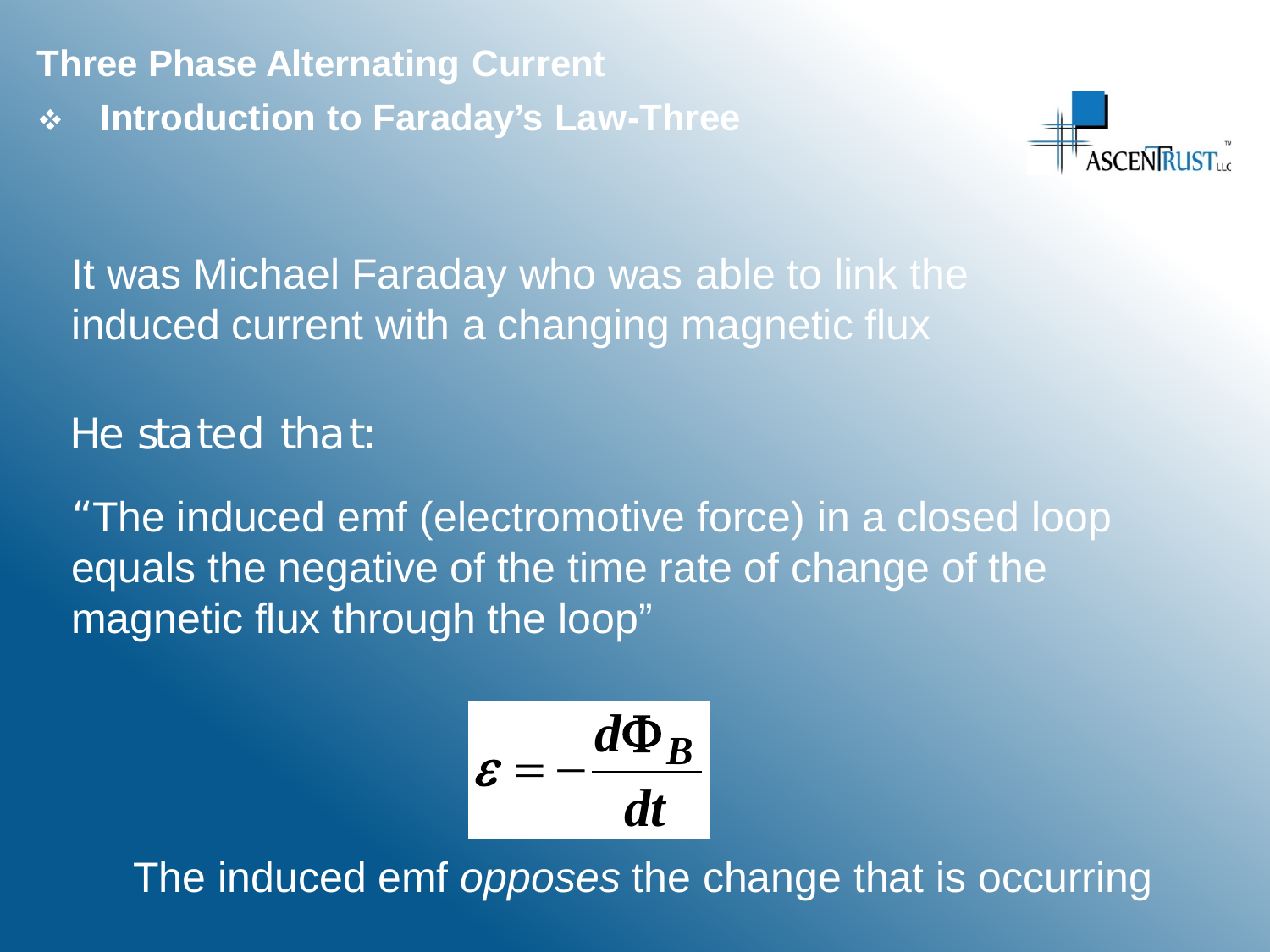## Three Phase Alternating Current

- **Introduction to Faraday's Law-Three**

It was Michael Faraday who was able to link the induced current with a changing magnetic flux

He stated that:

"The induced emf (electromotive force) in a closed loop equals the negative of the time rate of change of the magnetic flux through the loop"

$$\varepsilon = -\frac{d\Phi_B}{dt}$$

The induced emf *opposes* the change that is occurring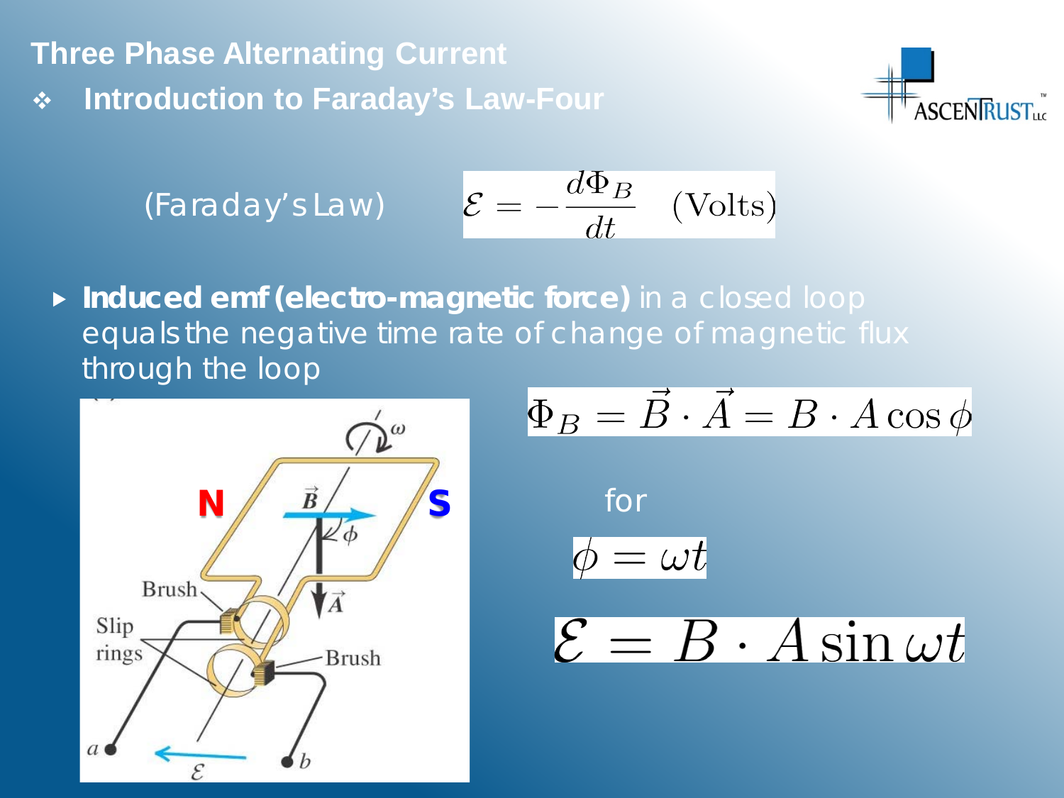## Three Phase Alternating Current

- **Introduction to Faraday's Law-Four**

(Faraday's Law) $\mathcal{E} = -\frac{d\Phi_B}{dt} \quad \text{(Volts)}$

- **Induced emf (electro-magnetic force)** in a closed loop equals the negative time rate of change of magnetic flux through the loop

$$\Phi_B = \vec{B} \cdot \vec{A} = B \cdot A \cos \phi$$

for

$$\phi = \omega t$$

$$\mathcal{E} = B \cdot A \sin \omega t$$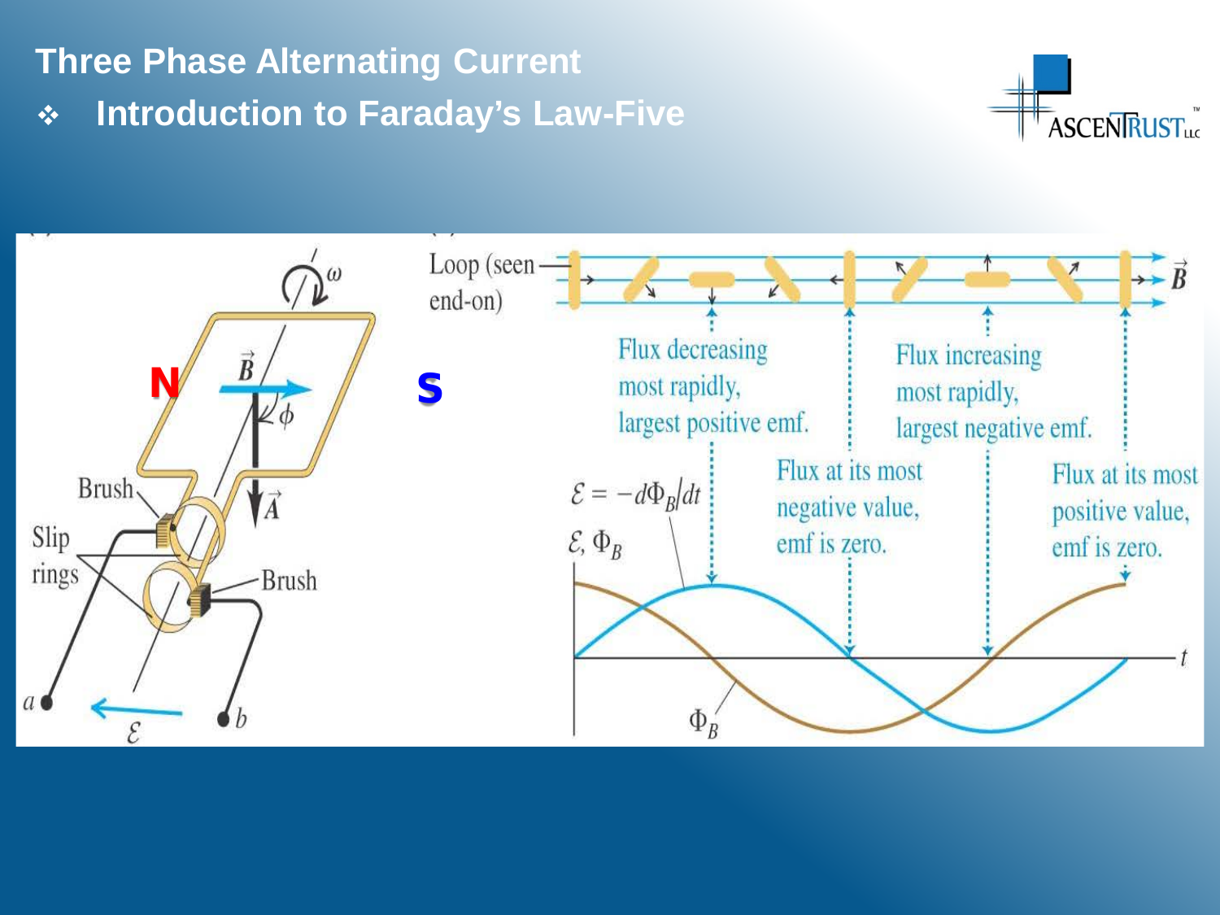# Three Phase Alternating Current

- ## Introduction to Faraday's Law-Five

N

S

Brush

Slip rings

Brush

$\omega$

$\vec{B}$

$\phi$

$\vec{A}$

$a$

$b$

$\mathcal{E}$

Loop (seen end-on)

$\vec{B}$

Flux decreasing most rapidly, largest positive emf.

Flux increasing most rapidly, largest negative emf.

$\mathcal{E} = -d\Phi_B/dt$

$\mathcal{E}, \Phi_B$

Flux at its most negative value, emf is zero.

Flux at its most positive value, emf is zero.

$\Phi_B$

$t$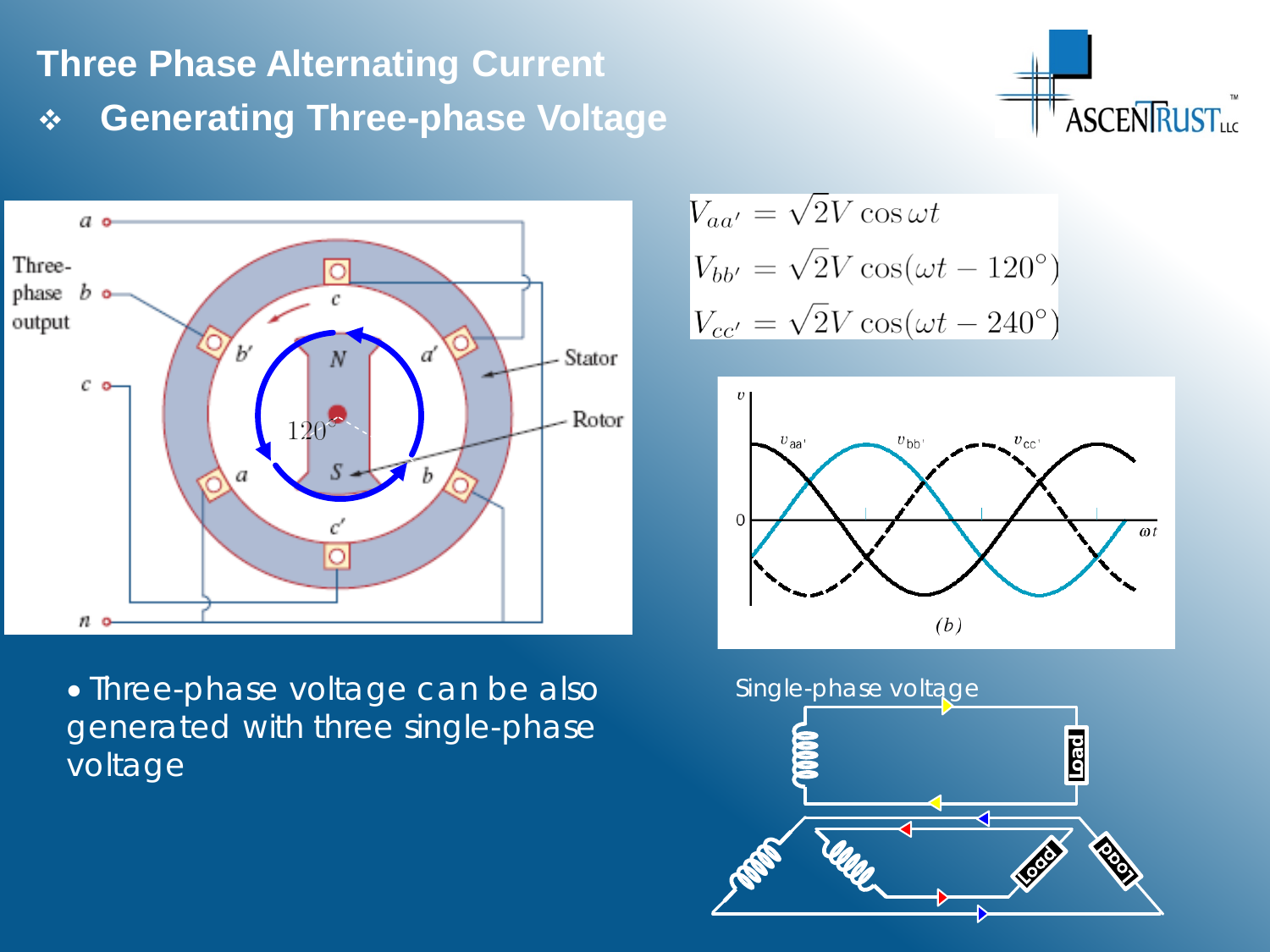# Three Phase Alternating Current

## Generating Three-phase Voltage

$$V_{aa'} = \sqrt{2}V \cos \omega t$$

$$V_{bb'} = \sqrt{2}V \cos(\omega t - 120°)$$

$$V_{cc'} = \sqrt{2}V \cos(\omega t - 240°)$$

- Three-phase voltage can be also generated with three single-phase voltage

Single-phase voltage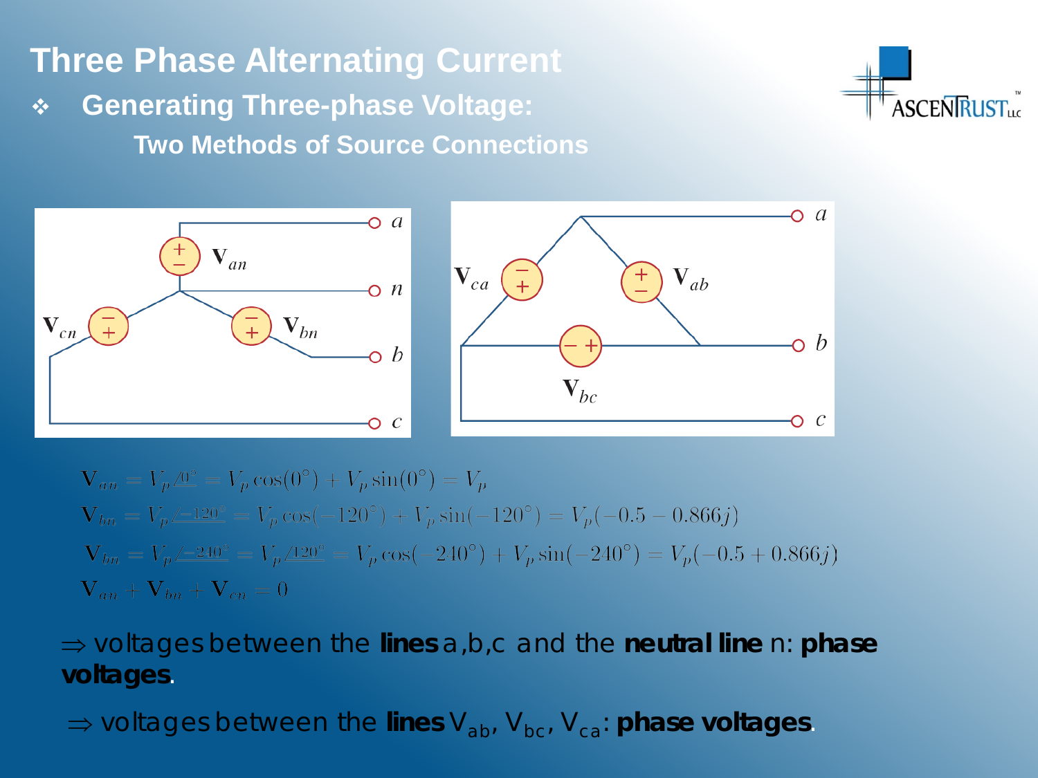# Three Phase Alternating Current

- **Generating Three-phase Voltage:**

  **Two Methods of Source Connections**

$$\mathbf{V}_{an} = V_p\angle 0^\circ = V_p\cos(0^\circ) + V_p\sin(0^\circ) = V_p$$

$$\mathbf{V}_{bn} = V_p\angle -120^\circ = V_p\cos(-120^\circ) + V_p\sin(-120^\circ) = V_p(-0.5 - 0.866j)$$

$$\mathbf{V}_{bn} = V_p\angle -240^\circ = V_p\angle 120^\circ = V_p\cos(-240^\circ) + V_p\sin(-240^\circ) = V_p(-0.5 + 0.866j)$$

$$\mathbf{V}_{an} + \mathbf{V}_{bn} + \mathbf{V}_{cn} = 0$$

⇒ voltages between the **lines** a,b,c and the **neutral line** n: **phase voltages**.

⇒ voltages between the **lines** $V_{ab}$, $V_{bc}$, $V_{ca}$: **phase voltages**.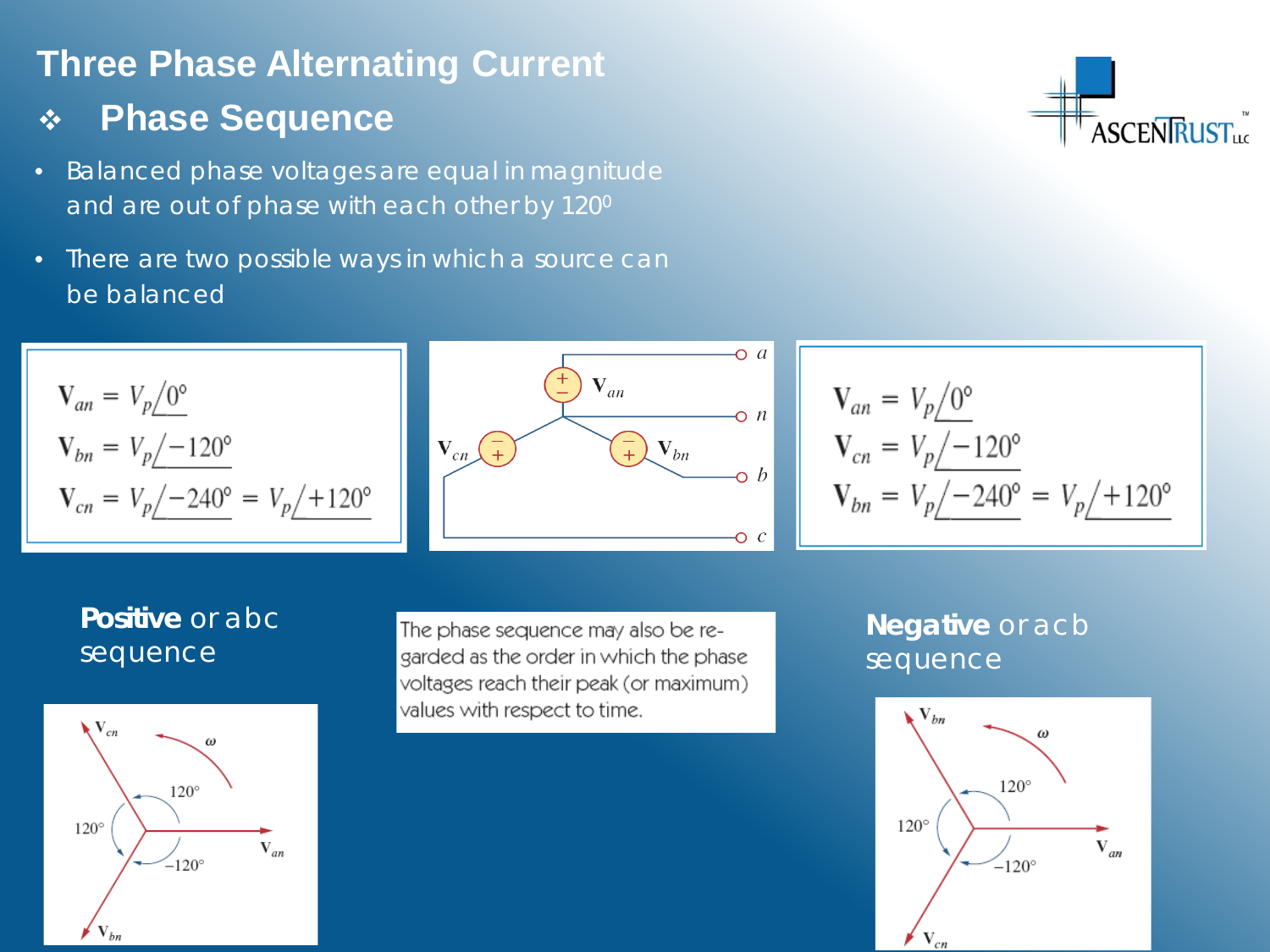# Three Phase Alternating Current

## Phase Sequence

- Balanced phase voltages are equal in magnitude and are out of phase with each other by $120^0$
- There are two possible ways in which a source can be balanced

$$\mathbf{V}_{an} = V_p\angle 0^\circ$$
$$\mathbf{V}_{bn} = V_p\angle -120^\circ$$
$$\mathbf{V}_{cn} = V_p\angle -240^\circ = V_p\angle +120^\circ$$

**Positive** or abc sequence

$$\mathbf{V}_{an} = V_p\angle 0^\circ$$
$$\mathbf{V}_{cn} = V_p\angle -120^\circ$$
$$\mathbf{V}_{bn} = V_p\angle -240^\circ = V_p\angle +120^\circ$$

**Negative** or acb sequence

The phase sequence may also be regarded as the order in which the phase voltages reach their peak (or maximum) values with respect to time.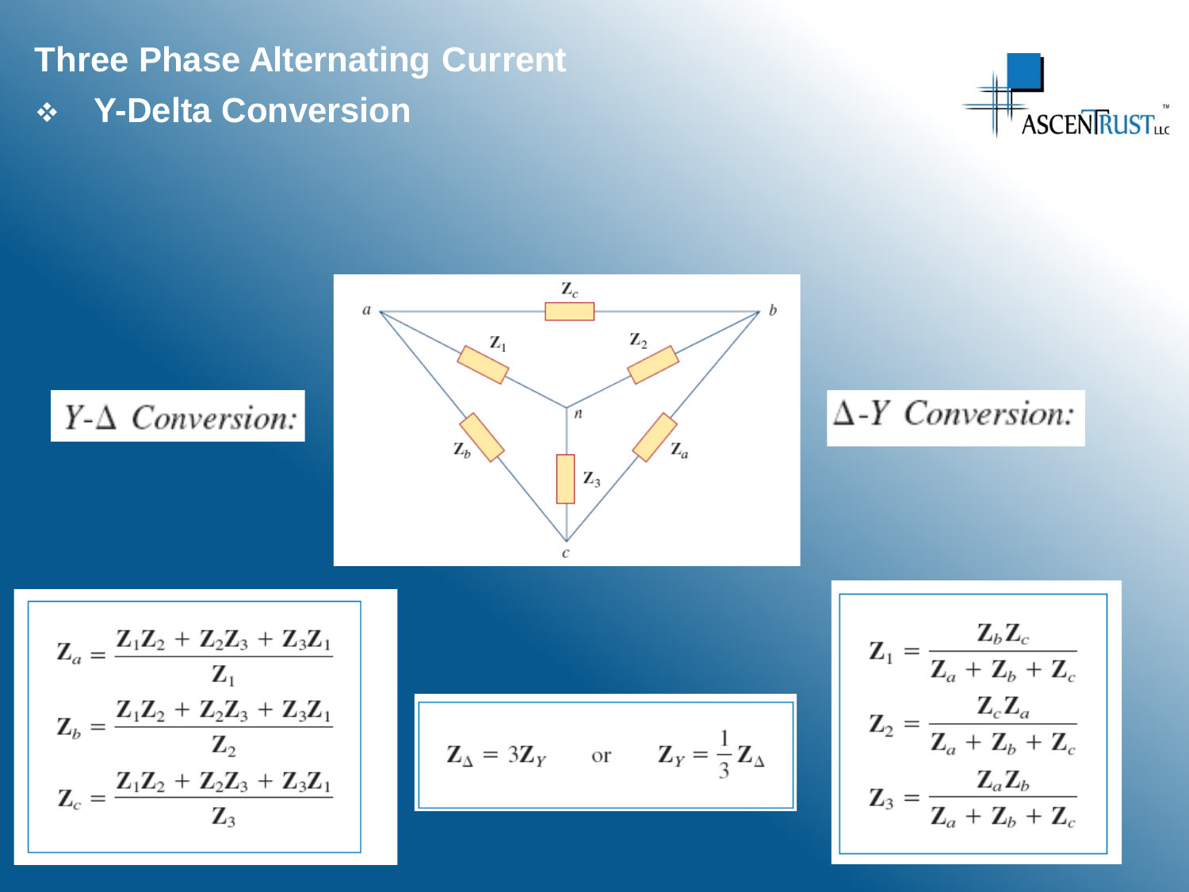# Three Phase Alternating Current

## Y-Delta Conversion

*Y-Δ Conversion:*

$$\mathbf{Z}_a = \frac{\mathbf{Z}_1\mathbf{Z}_2 + \mathbf{Z}_2\mathbf{Z}_3 + \mathbf{Z}_3\mathbf{Z}_1}{\mathbf{Z}_1}$$

$$\mathbf{Z}_b = \frac{\mathbf{Z}_1\mathbf{Z}_2 + \mathbf{Z}_2\mathbf{Z}_3 + \mathbf{Z}_3\mathbf{Z}_1}{\mathbf{Z}_2}$$

$$\mathbf{Z}_c = \frac{\mathbf{Z}_1\mathbf{Z}_2 + \mathbf{Z}_2\mathbf{Z}_3 + \mathbf{Z}_3\mathbf{Z}_1}{\mathbf{Z}_3}$$

$$\mathbf{Z}_\Delta = 3\mathbf{Z}_Y \qquad \text{or} \qquad \mathbf{Z}_Y = \frac{1}{3}\mathbf{Z}_\Delta$$

*Δ-Y Conversion:*

$$\mathbf{Z}_1 = \frac{\mathbf{Z}_b\mathbf{Z}_c}{\mathbf{Z}_a + \mathbf{Z}_b + \mathbf{Z}_c}$$

$$\mathbf{Z}_2 = \frac{\mathbf{Z}_c\mathbf{Z}_a}{\mathbf{Z}_a + \mathbf{Z}_b + \mathbf{Z}_c}$$

$$\mathbf{Z}_3 = \frac{\mathbf{Z}_a\mathbf{Z}_b}{\mathbf{Z}_a + \mathbf{Z}_b + \mathbf{Z}_c}$$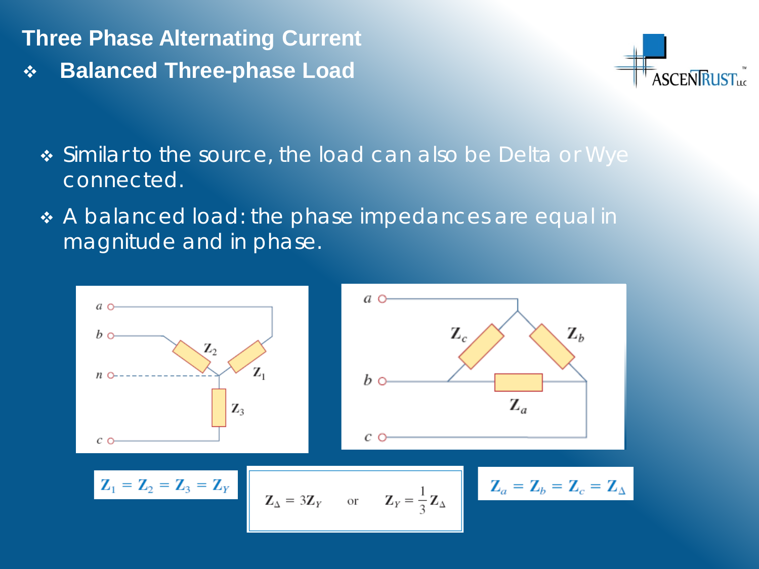# Three Phase Alternating Current

## Balanced Three-phase Load

- Similar to the source, the load can also be Delta or Wye connected.
- A balanced load: the phase impedances are equal in magnitude and in phase.

$$\mathbf{Z}_1 = \mathbf{Z}_2 = \mathbf{Z}_3 = \mathbf{Z}_Y$$

$$\mathbf{Z}_\Delta = 3\mathbf{Z}_Y \qquad \text{or} \qquad \mathbf{Z}_Y = \frac{1}{3}\mathbf{Z}_\Delta$$

$$\mathbf{Z}_a = \mathbf{Z}_b = \mathbf{Z}_c = \mathbf{Z}_\Delta$$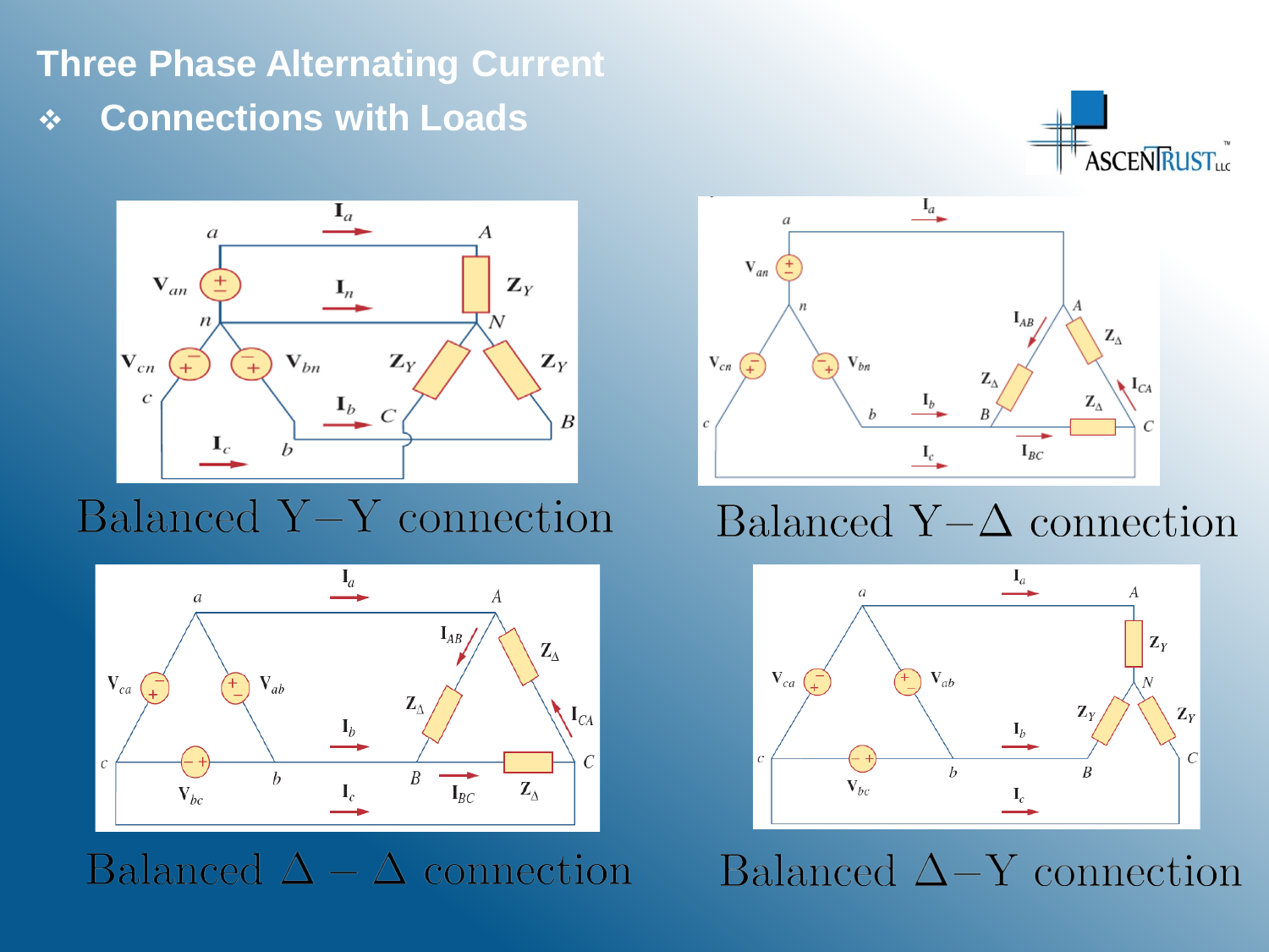# Three Phase Alternating Current

## ❖ Connections with Loads

Balanced Y–Y connection

Balanced Y–Δ connection

Balanced Δ – Δ connection

Balanced Δ–Y connection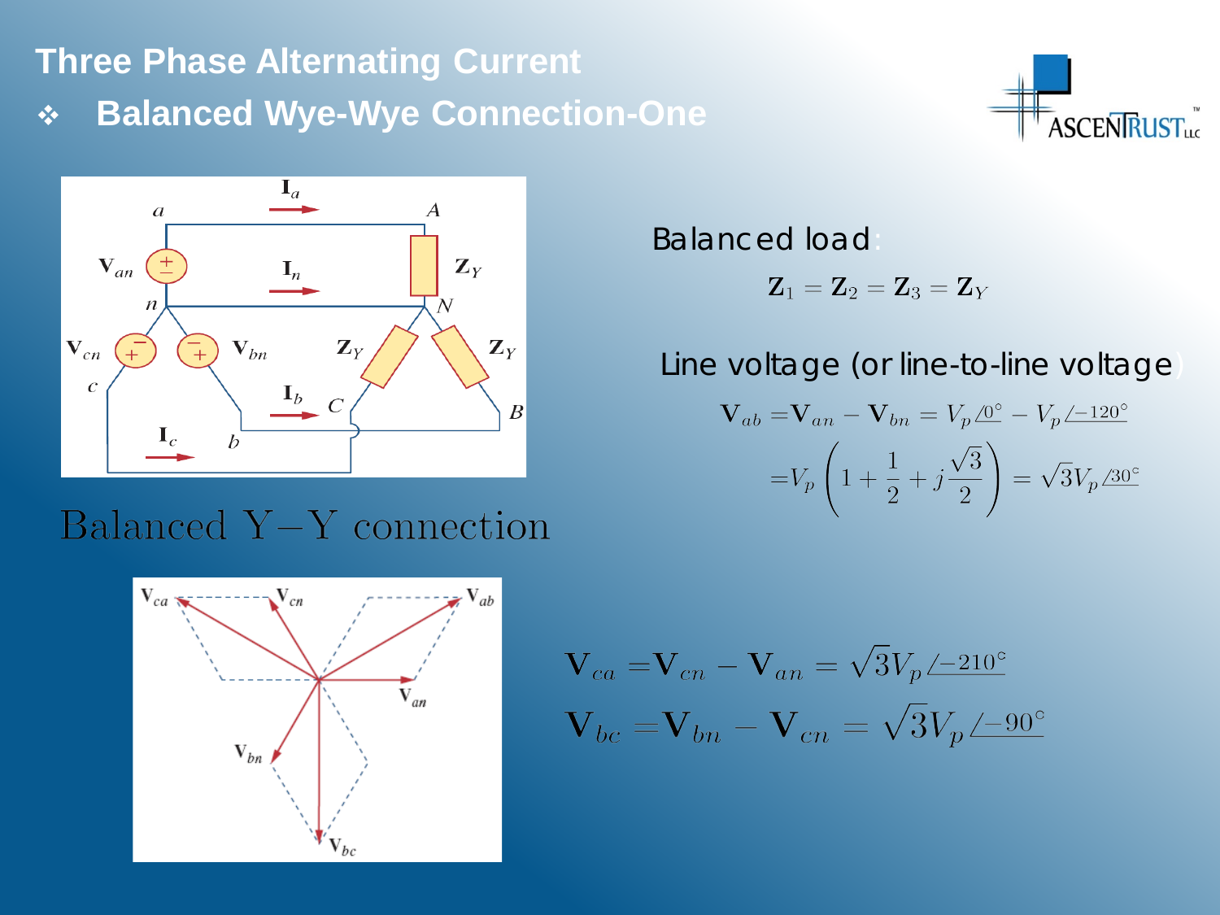# Three Phase Alternating Current

## ❖ Balanced Wye-Wye Connection-One

Balanced Y−Y connection

Balanced load:

$$\mathbf{Z}_1 = \mathbf{Z}_2 = \mathbf{Z}_3 = \mathbf{Z}_Y$$

Line voltage (or line-to-line voltage)

$$\mathbf{V}_{ab} = \mathbf{V}_{an} - \mathbf{V}_{bn} = V_p \angle 0^\circ - V_p \angle -120^\circ$$

$$= V_p \left(1 + \frac{1}{2} + j\frac{\sqrt{3}}{2}\right) = \sqrt{3} V_p \angle 30^\circ$$

$$\mathbf{V}_{ca} = \mathbf{V}_{cn} - \mathbf{V}_{an} = \sqrt{3} V_p \angle -210^\circ$$

$$\mathbf{V}_{bc} = \mathbf{V}_{bn} - \mathbf{V}_{cn} = \sqrt{3} V_p \angle -90^\circ$$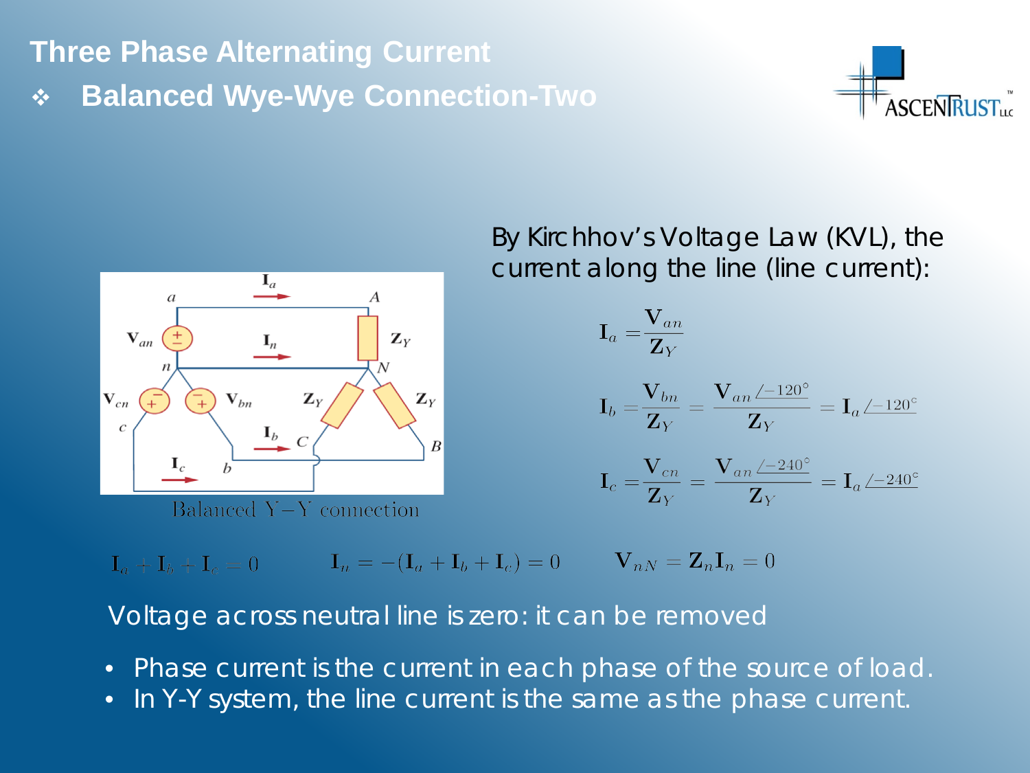# Three Phase Alternating Current

## ❖ Balanced Wye-Wye Connection-Two

Balanced Y−Y connection

By Kirchhov's Voltage Law (KVL), the current along the line (line current):

$$\mathbf{I}_a = \frac{\mathbf{V}_{an}}{\mathbf{Z}_Y}$$

$$\mathbf{I}_b = \frac{\mathbf{V}_{bn}}{\mathbf{Z}_Y} = \frac{\mathbf{V}_{an}\angle -120^\circ}{\mathbf{Z}_Y} = \mathbf{I}_a \angle -120^\circ$$

$$\mathbf{I}_c = \frac{\mathbf{V}_{cn}}{\mathbf{Z}_Y} = \frac{\mathbf{V}_{an}\angle -240^\circ}{\mathbf{Z}_Y} = \mathbf{I}_a \angle -240^\circ$$

$$\mathbf{I}_a + \mathbf{I}_b + \mathbf{I}_c = 0 \qquad \mathbf{I}_n = -(\mathbf{I}_a + \mathbf{I}_b + \mathbf{I}_c) = 0 \qquad \mathbf{V}_{nN} = \mathbf{Z}_n \mathbf{I}_n = 0$$

Voltage across neutral line is zero: it can be removed

- Phase current is the current in each phase of the source of load.
- In Y-Y system, the line current is the same as the phase current.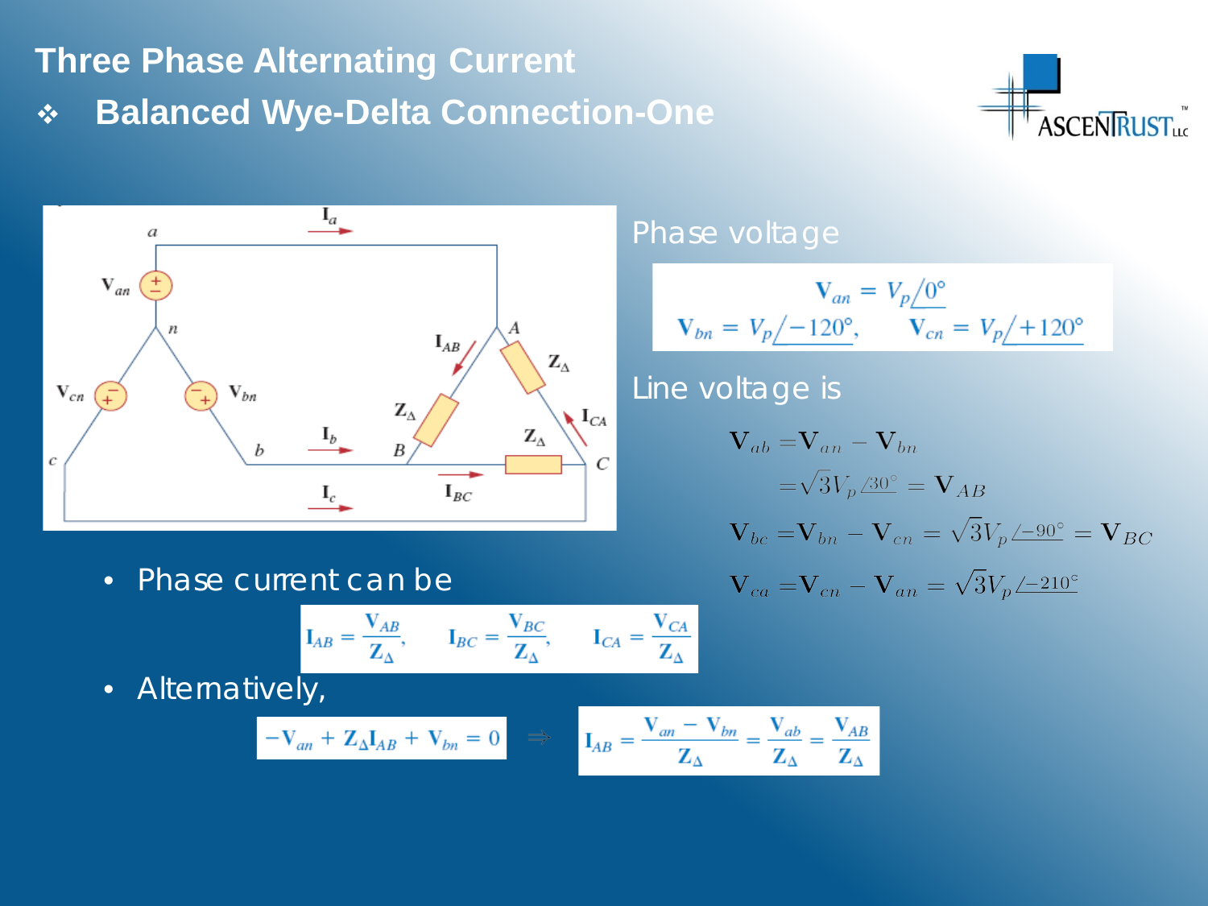# Three Phase Alternating Current

## Balanced Wye-Delta Connection-One

Phase voltage

$$\mathbf{V}_{an} = V_p\angle 0^\circ$$

$$\mathbf{V}_{bn} = V_p\angle -120^\circ, \qquad \mathbf{V}_{cn} = V_p\angle +120^\circ$$

Line voltage is

$$\mathbf{V}_{ab} = \mathbf{V}_{an} - \mathbf{V}_{bn}$$

$$= \sqrt{3}V_p\angle 30^\circ = \mathbf{V}_{AB}$$

$$\mathbf{V}_{bc} = \mathbf{V}_{bn} - \mathbf{V}_{cn} = \sqrt{3}V_p\angle -90^\circ = \mathbf{V}_{BC}$$

$$\mathbf{V}_{ca} = \mathbf{V}_{cn} - \mathbf{V}_{an} = \sqrt{3}V_p\angle -210^\circ$$

- Phase current can be

$$\mathbf{I}_{AB} = \frac{\mathbf{V}_{AB}}{\mathbf{Z}_\Delta}, \qquad \mathbf{I}_{BC} = \frac{\mathbf{V}_{BC}}{\mathbf{Z}_\Delta}, \qquad \mathbf{I}_{CA} = \frac{\mathbf{V}_{CA}}{\mathbf{Z}_\Delta}$$

- Alternatively,

$$-\mathbf{V}_{an} + \mathbf{Z}_\Delta \mathbf{I}_{AB} + \mathbf{V}_{bn} = 0 \quad \Rightarrow \quad \mathbf{I}_{AB} = \frac{\mathbf{V}_{an} - \mathbf{V}_{bn}}{\mathbf{Z}_\Delta} = \frac{\mathbf{V}_{ab}}{\mathbf{Z}_\Delta} = \frac{\mathbf{V}_{AB}}{\mathbf{Z}_\Delta}$$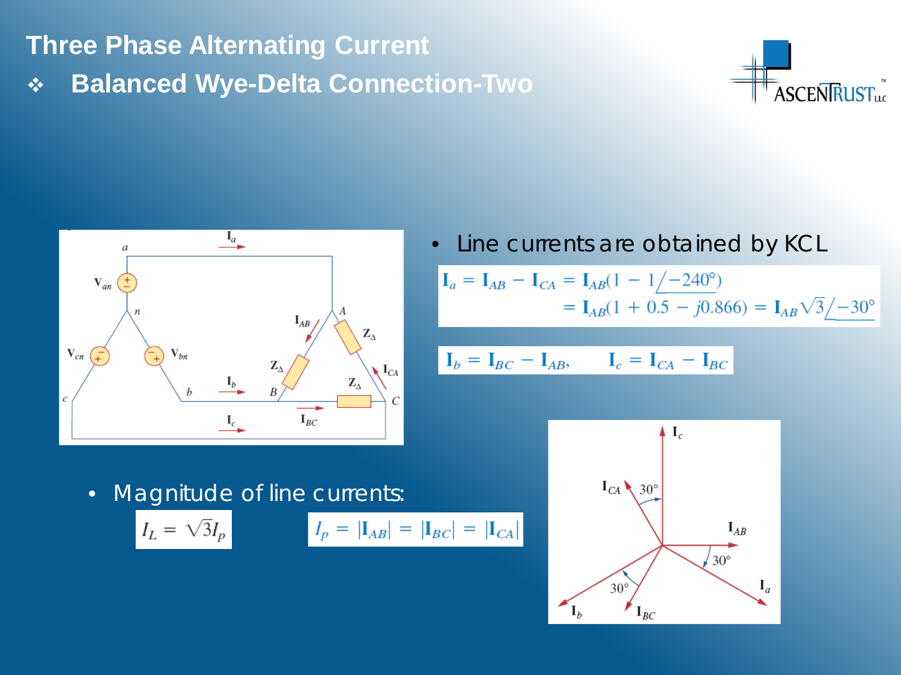# Three Phase Alternating Current

## Balanced Wye-Delta Connection-Two

- Line currents are obtained by KCL

$$\mathbf{I}_a = \mathbf{I}_{AB} - \mathbf{I}_{CA} = \mathbf{I}_{AB}(1 - 1\angle{-240^\circ})$$
$$= \mathbf{I}_{AB}(1 + 0.5 - j0.866) = \mathbf{I}_{AB}\sqrt{3}\angle{-30^\circ}$$

$$\mathbf{I}_b = \mathbf{I}_{BC} - \mathbf{I}_{AB}, \qquad \mathbf{I}_c = \mathbf{I}_{CA} - \mathbf{I}_{BC}$$

- Magnitude of line currents:

$$I_L = \sqrt{3} I_p \qquad I_p = |\mathbf{I}_{AB}| = |\mathbf{I}_{BC}| = |\mathbf{I}_{CA}|$$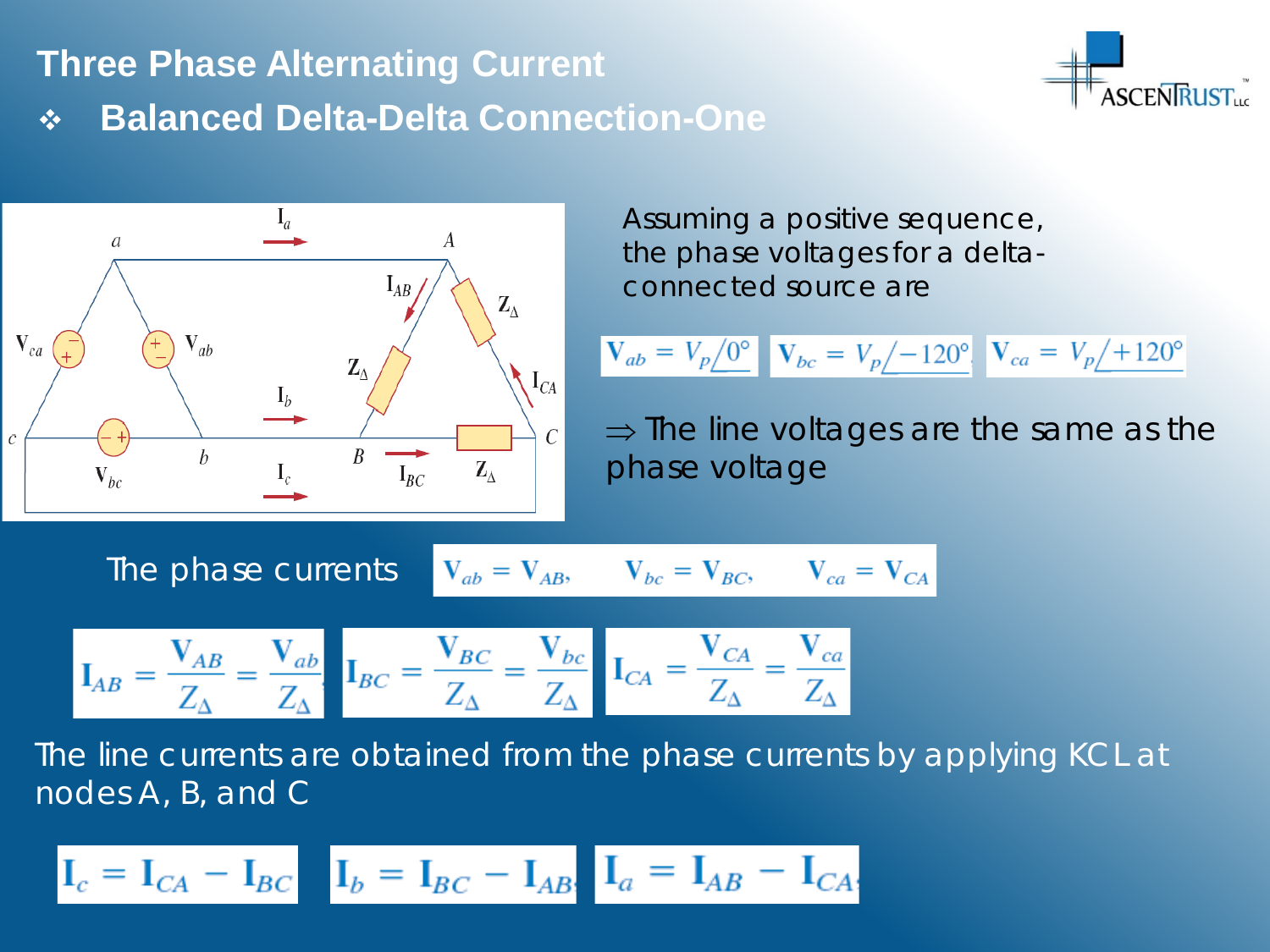# Three Phase Alternating Current

## Balanced Delta-Delta Connection-One

Assuming a positive sequence, the phase voltages for a delta-connected source are

$$\mathbf{V}_{ab} = V_p\angle 0^\circ \qquad \mathbf{V}_{bc} = V_p\angle -120^\circ \qquad \mathbf{V}_{ca} = V_p\angle +120^\circ$$

⇒ The line voltages are the same as the phase voltage

The phase currents

$$\mathbf{V}_{ab} = \mathbf{V}_{AB}, \qquad \mathbf{V}_{bc} = \mathbf{V}_{BC}, \qquad \mathbf{V}_{ca} = \mathbf{V}_{CA}$$

$$\mathbf{I}_{AB} = \frac{\mathbf{V}_{AB}}{Z_\Delta} = \frac{\mathbf{V}_{ab}}{Z_\Delta} \qquad \mathbf{I}_{BC} = \frac{\mathbf{V}_{BC}}{Z_\Delta} = \frac{\mathbf{V}_{bc}}{Z_\Delta} \qquad \mathbf{I}_{CA} = \frac{\mathbf{V}_{CA}}{Z_\Delta} = \frac{\mathbf{V}_{ca}}{Z_\Delta}$$

The line currents are obtained from the phase currents by applying KCL at nodes A, B, and C

$$\mathbf{I}_c = \mathbf{I}_{CA} - \mathbf{I}_{BC} \qquad \mathbf{I}_b = \mathbf{I}_{BC} - \mathbf{I}_{AB} \qquad \mathbf{I}_a = \mathbf{I}_{AB} - \mathbf{I}_{CA}$$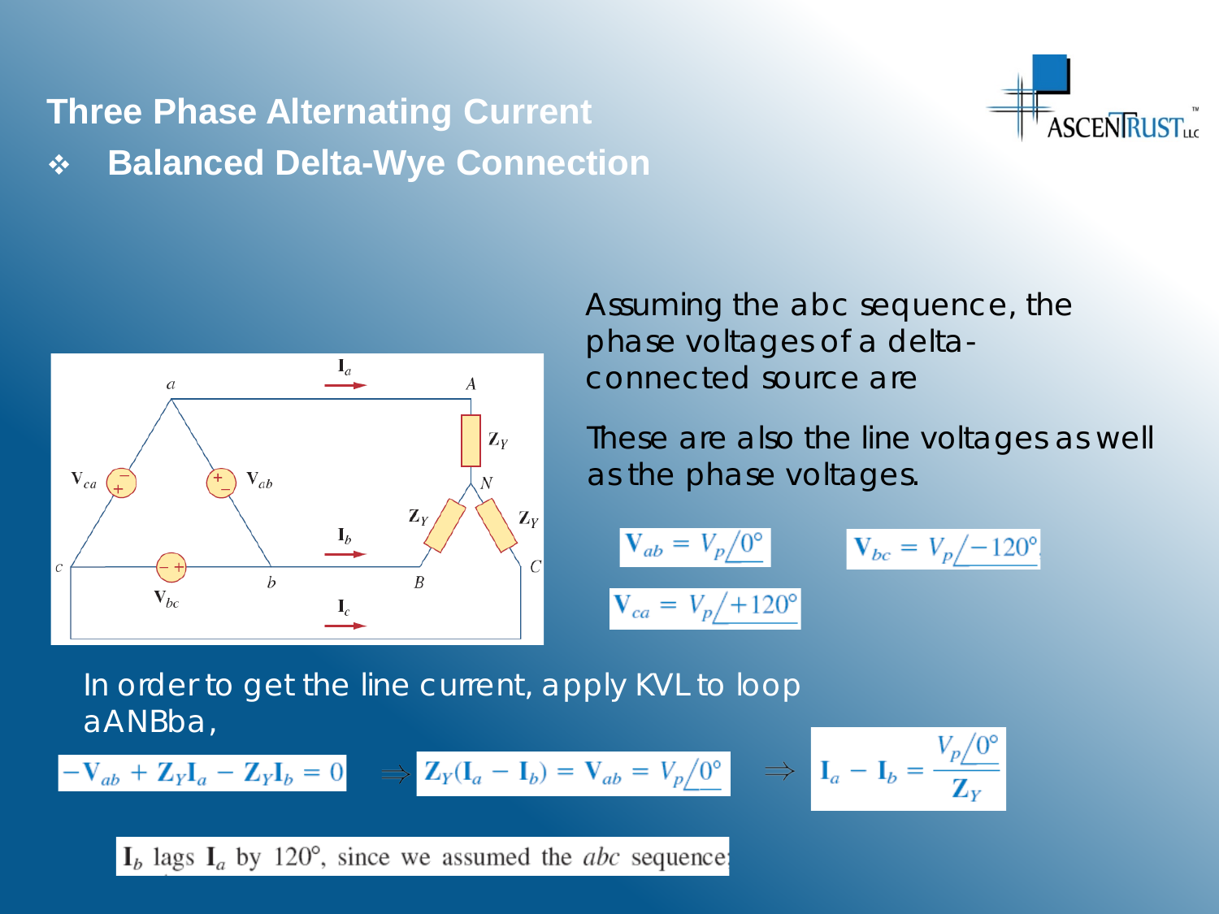# Three Phase Alternating Current

## Balanced Delta-Wye Connection

Assuming the abc sequence, the phase voltages of a delta-connected source are

These are also the line voltages as well as the phase voltages.

$$\mathbf{V}_{ab} = V_p\angle 0^\circ \qquad \mathbf{V}_{bc} = V_p\angle -120^\circ$$

$$\mathbf{V}_{ca} = V_p\angle +120^\circ$$

In order to get the line current, apply KVL to loop aANBba,

$$-\mathbf{V}_{ab} + \mathbf{Z}_Y\mathbf{I}_a - \mathbf{Z}_Y\mathbf{I}_b = 0 \quad \Rightarrow \quad \mathbf{Z}_Y(\mathbf{I}_a - \mathbf{I}_b) = \mathbf{V}_{ab} = V_p\angle 0^\circ \quad \Rightarrow \quad \mathbf{I}_a - \mathbf{I}_b = \frac{V_p\angle 0^\circ}{\mathbf{Z}_Y}$$

$\mathbf{I}_b$ lags $\mathbf{I}_a$ by 120°, since we assumed the *abc* sequence;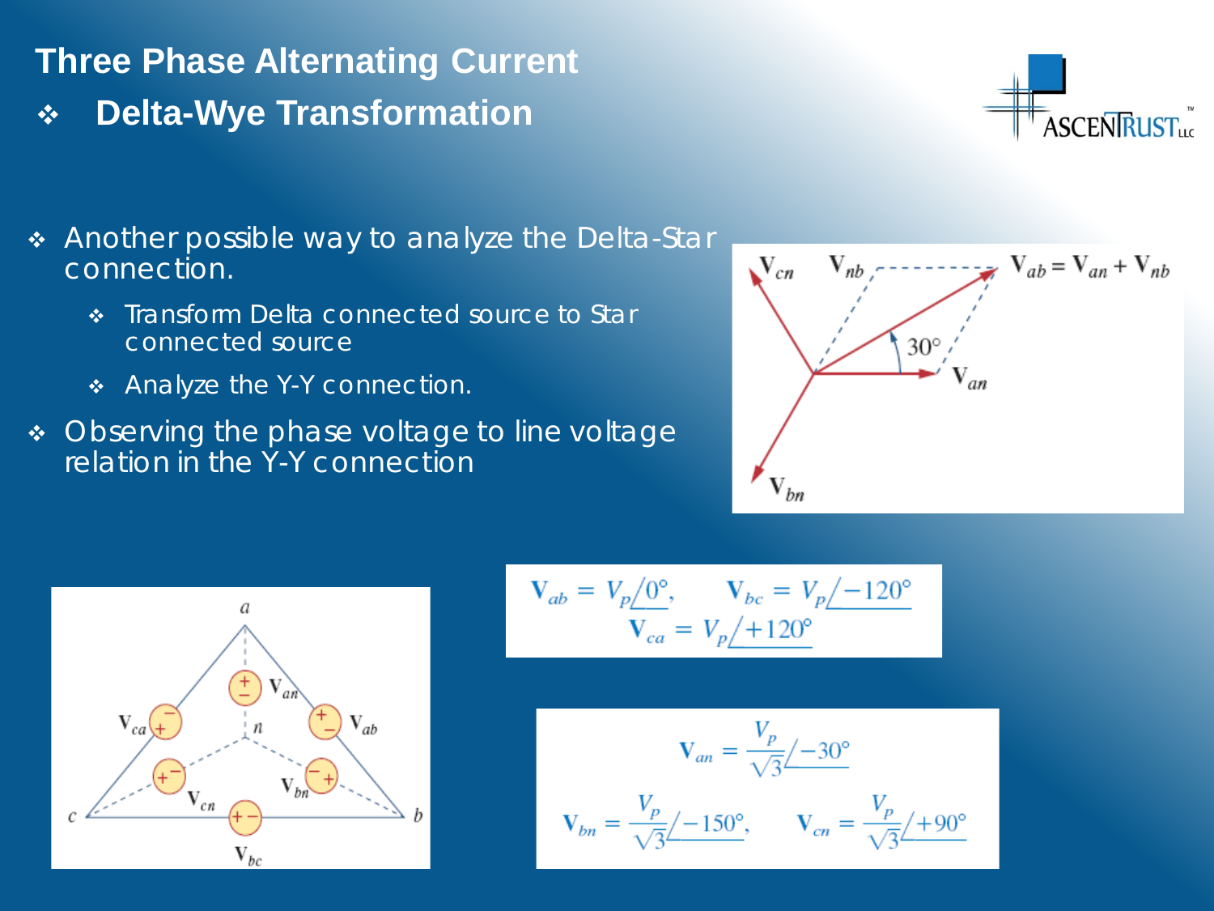# Three Phase Alternating Current

## Delta-Wye Transformation

- Another possible way to analyze the Delta-Star connection.
  - Transform Delta connected source to Star connected source
  - Analyze the Y-Y connection.
- Observing the phase voltage to line voltage relation in the Y-Y connection

$$\mathbf{V}_{ab} = \mathbf{V}_{an} + \mathbf{V}_{nb}$$

$$\mathbf{V}_{ab} = V_p\angle 0°, \qquad \mathbf{V}_{bc} = V_p\angle -120°$$
$$\mathbf{V}_{ca} = V_p\angle +120°$$

$$\mathbf{V}_{an} = \frac{V_p}{\sqrt{3}}\angle -30°$$
$$\mathbf{V}_{bn} = \frac{V_p}{\sqrt{3}}\angle -150°, \qquad \mathbf{V}_{cn} = \frac{V_p}{\sqrt{3}}\angle +90°$$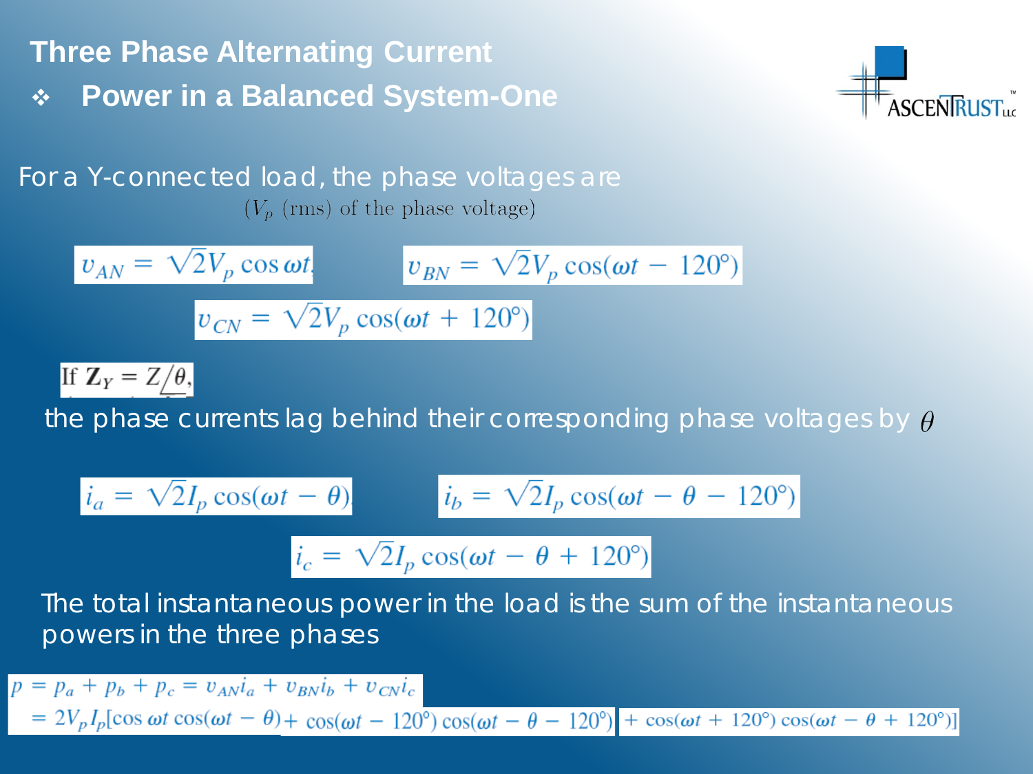## Three Phase Alternating Current

### ❖ Power in a Balanced System-One

For a Y-connected load, the phase voltages are ($V_p$ (rms) of the phase voltage)

$$v_{AN} = \sqrt{2}V_p \cos \omega t$$

$$v_{BN} = \sqrt{2}V_p \cos(\omega t - 120^\circ)$$

$$v_{CN} = \sqrt{2}V_p \cos(\omega t + 120^\circ)$$

If $\mathbf{Z}_Y = Z\underline{/\theta}$,

the phase currents lag behind their corresponding phase voltages by $\theta$

$$i_a = \sqrt{2}I_p \cos(\omega t - \theta)$$

$$i_b = \sqrt{2}I_p \cos(\omega t - \theta - 120^\circ)$$

$$i_c = \sqrt{2}I_p \cos(\omega t - \theta + 120^\circ)$$

The total instantaneous power in the load is the sum of the instantaneous powers in the three phases

$$p = p_a + p_b + p_c = v_{AN}i_a + v_{BN}i_b + v_{CN}i_c$$

$$= 2V_pI_p[\cos \omega t \cos(\omega t - \theta) + \cos(\omega t - 120^\circ) \cos(\omega t - \theta - 120^\circ) + \cos(\omega t + 120^\circ) \cos(\omega t - \theta + 120^\circ)]$$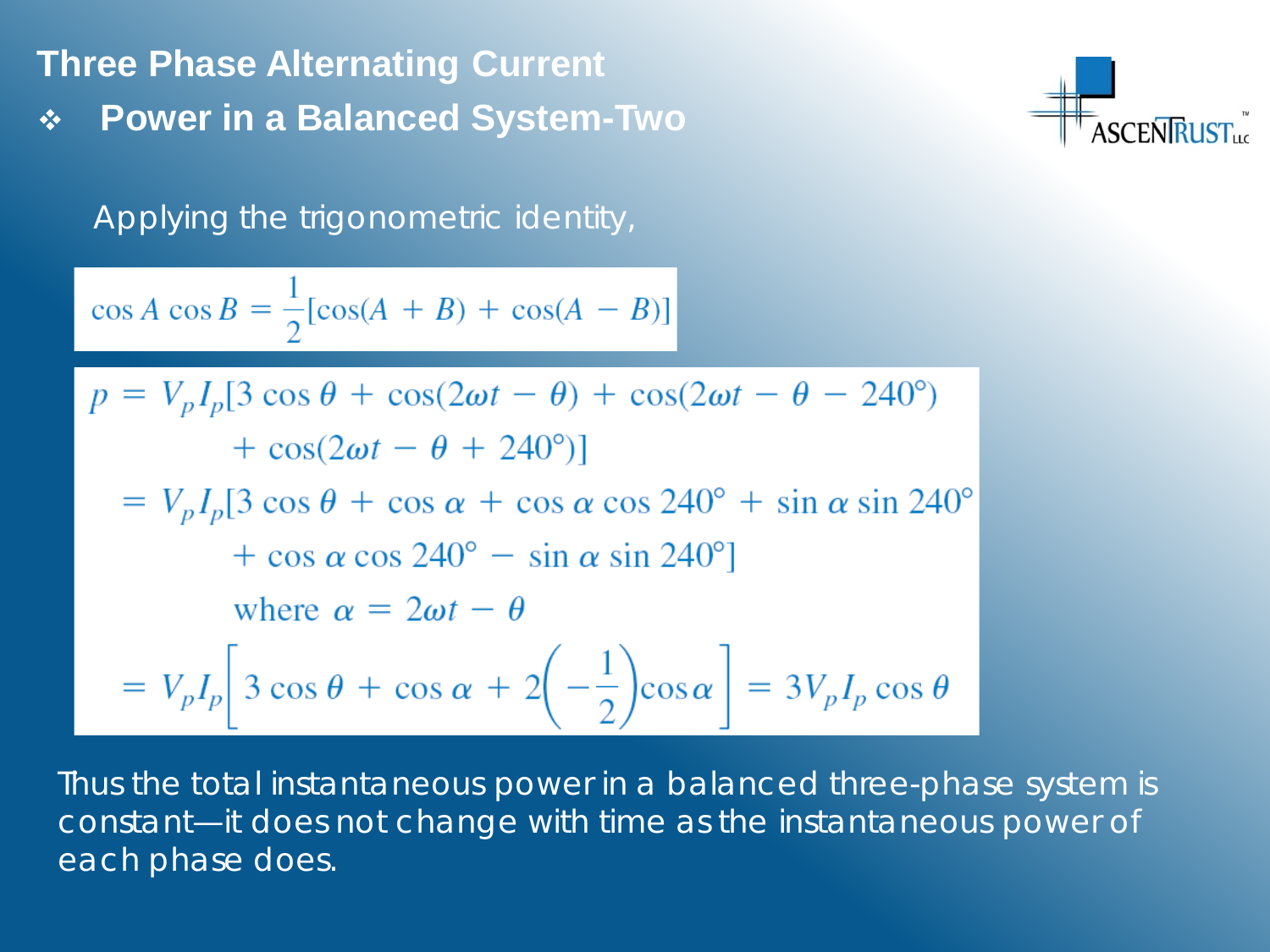# Three Phase Alternating Current

## ❖ Power in a Balanced System-Two

Applying the trigonometric identity,

$$\cos A \cos B = \frac{1}{2}[\cos(A + B) + \cos(A - B)]$$

$$\begin{aligned}
p &= V_p I_p[3\cos\theta + \cos(2\omega t - \theta) + \cos(2\omega t - \theta - 240^\circ) \\
&\qquad + \cos(2\omega t - \theta + 240^\circ)] \\
&= V_p I_p[3\cos\theta + \cos\alpha + \cos\alpha\cos 240^\circ + \sin\alpha\sin 240^\circ \\
&\qquad + \cos\alpha\cos 240^\circ - \sin\alpha\sin 240^\circ] \\
&\qquad \text{where } \alpha = 2\omega t - \theta \\
&= V_p I_p\left[3\cos\theta + \cos\alpha + 2\left(-\frac{1}{2}\right)\cos\alpha\right] = 3V_p I_p \cos\theta
\end{aligned}$$

Thus the total instantaneous power in a balanced three-phase system is constant—it does not change with time as the instantaneous power of each phase does.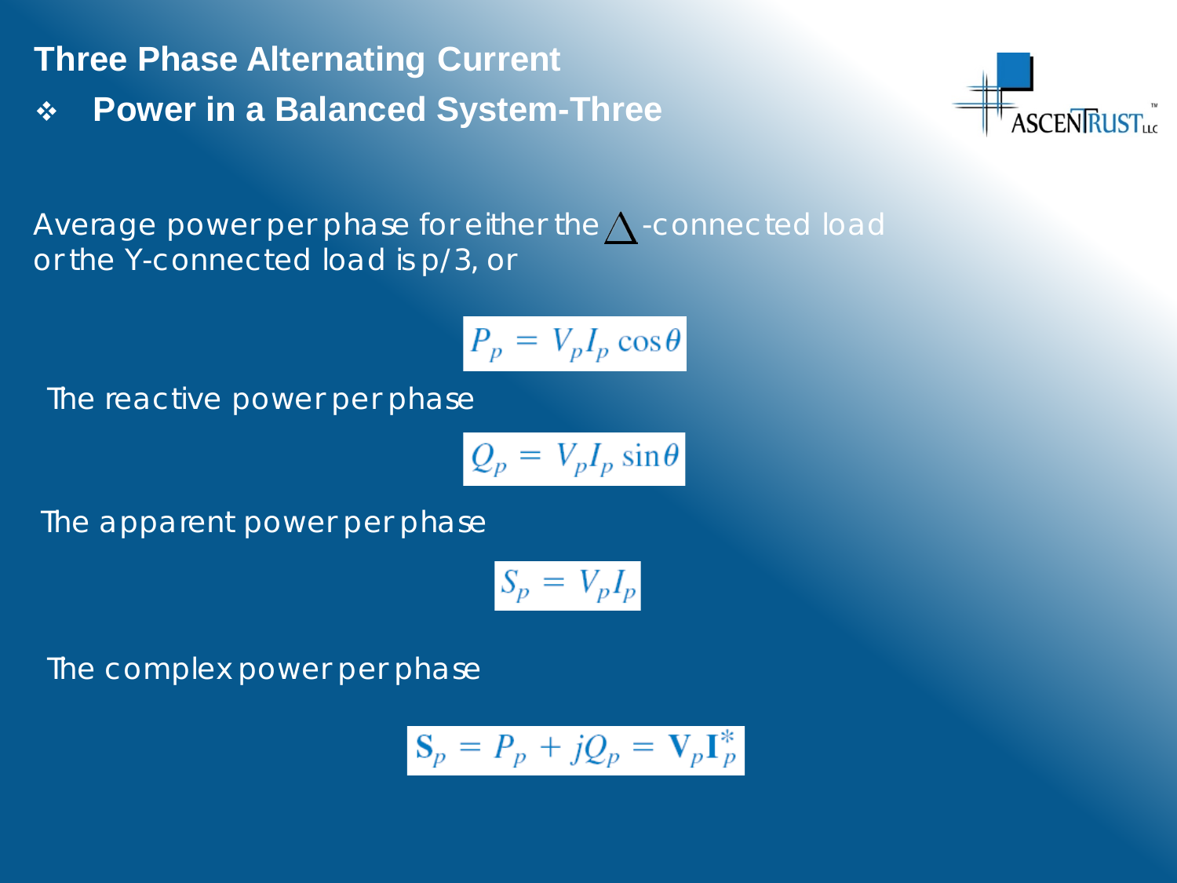# Three Phase Alternating Current

- **Power in a Balanced System-Three**

Average power per phase for either the $\Delta$-connected load or the Y-connected load is p/3, or

$$P_p = V_p I_p \cos\theta$$

The reactive power per phase

$$Q_p = V_p I_p \sin\theta$$

The apparent power per phase

$$S_p = V_p I_p$$

The complex power per phase

$$\mathbf{S}_p = P_p + jQ_p = \mathbf{V}_p \mathbf{I}_p^*$$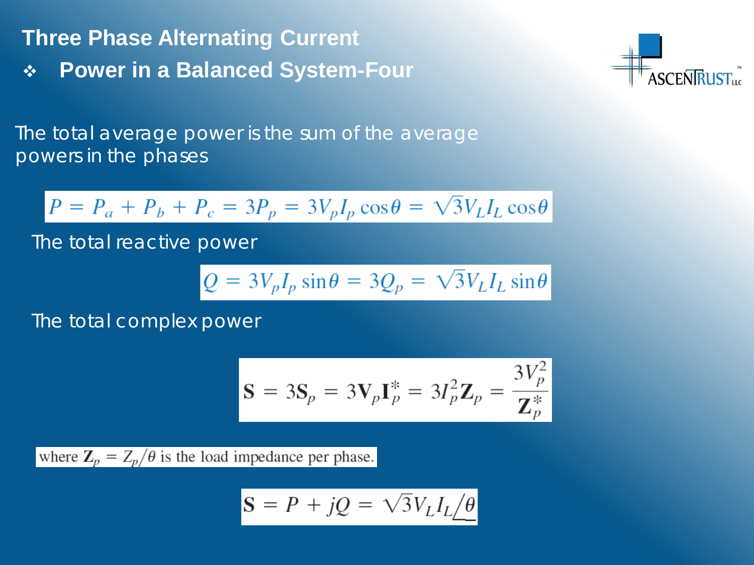# Three Phase Alternating Current

## ❖ Power in a Balanced System-Four

The total average power is the sum of the average powers in the phases

$$P = P_a + P_b + P_c = 3P_p = 3V_p I_p \cos\theta = \sqrt{3} V_L I_L \cos\theta$$

The total reactive power

$$Q = 3V_p I_p \sin\theta = 3Q_p = \sqrt{3} V_L I_L \sin\theta$$

The total complex power

$$\mathbf{S} = 3\mathbf{S}_p = 3\mathbf{V}_p \mathbf{I}_p^* = 3I_p^2 \mathbf{Z}_p = \frac{3V_p^2}{\mathbf{Z}_p^*}$$

where $\mathbf{Z}_p = Z_p \angle \theta$ is the load impedance per phase.

$$\mathbf{S} = P + jQ = \sqrt{3} V_L I_L \angle \theta$$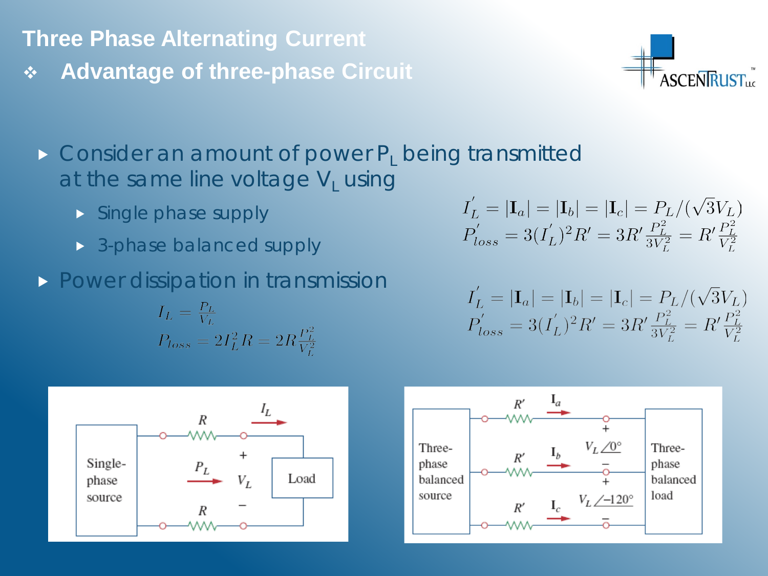# Three Phase Alternating Current

## Advantage of three-phase Circuit

- Consider an amount of power $P_L$ being transmitted at the same line voltage $V_L$ using
  - Single phase supply
  - 3-phase balanced supply
- Power dissipation in transmission

$$I_L = \frac{P_L}{V_L}$$
$$P_{loss} = 2I_L^2 R = 2R\frac{P_L^2}{V_L^2}$$

$$I_L^{'} = |\mathbf{I}_a| = |\mathbf{I}_b| = |\mathbf{I}_c| = P_L/(\sqrt{3}V_L)$$
$$P_{loss}^{'} = 3(I_L^{'})^2 R' = 3R'\frac{P_L^2}{3V_L^2} = R'\frac{P_L^2}{V_L^2}$$

$$I_L^{'} = |\mathbf{I}_a| = |\mathbf{I}_b| = |\mathbf{I}_c| = P_L/(\sqrt{3}V_L)$$
$$P_{loss}^{'} = 3(I_L^{'})^2 R' = 3R'\frac{P_L^2}{3V_L^2} = R'\frac{P_L^2}{V_L^2}$$

Single-phase source
R
R
$I_L$
$P_L$
+
$V_L$
−
Load

Three-phase balanced source
$R'$
$R'$
$R'$
$\mathbf{I}_a$
$\mathbf{I}_b$
$\mathbf{I}_c$
+
$V_L \angle 0°$
−
+
$V_L \angle -120°$
−
Three-phase balanced load